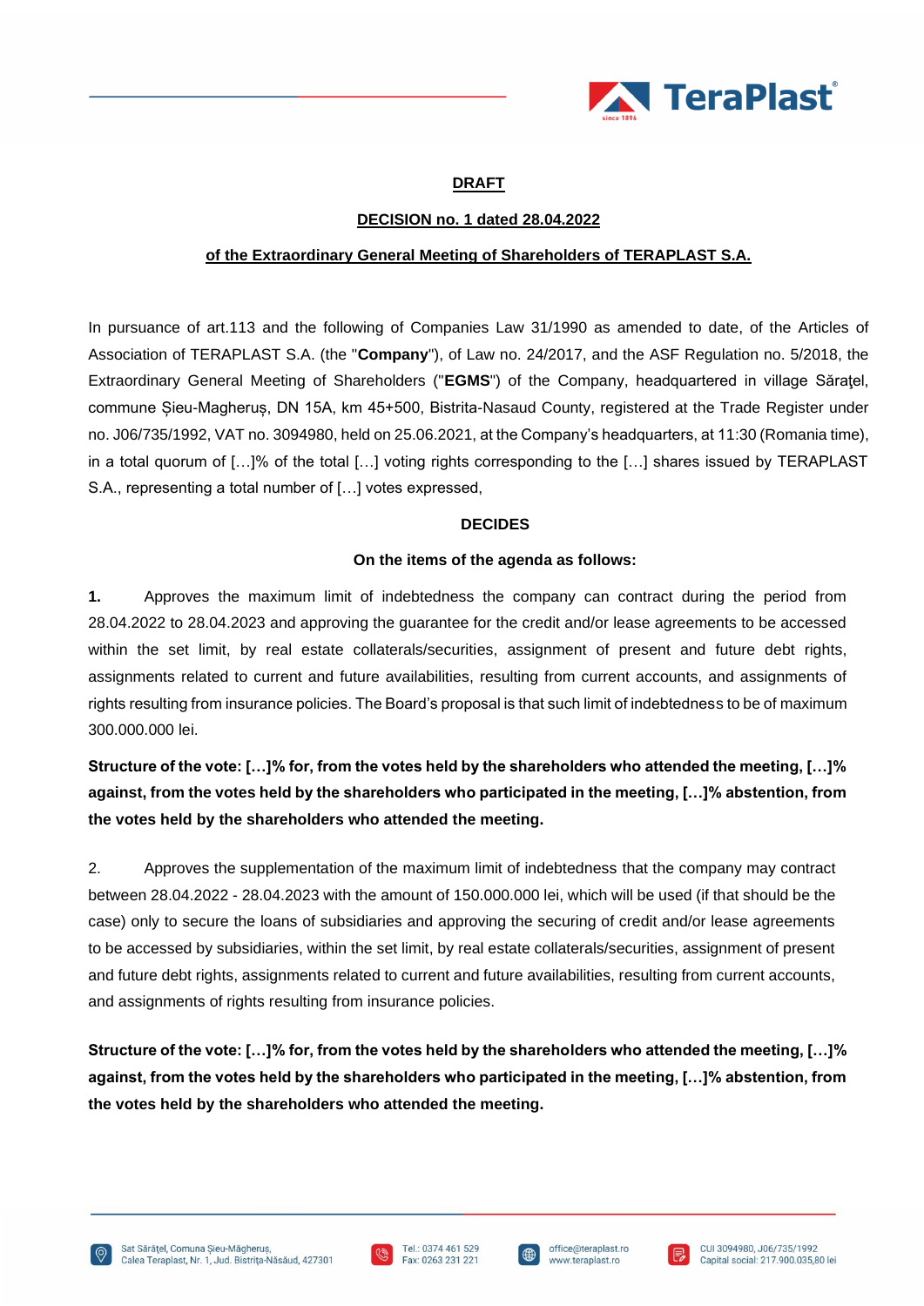**DRAFT**

**DECISION no. 1 dated 28.04.2022**

**of the Extraordinary General Meeting of Shareholders of TERAPLAST S.A.**

In pursuance of art.113 and the following of Companies Law 31/1990 as amended to date, of the Articles of Association of TERAPLAST S.A. (the "**Company**"), of Law no. 24/2017, and the ASF Regulation no. 5/2018, the Extraordinary General Meeting of Shareholders ("**EGMS**") of the Company, headquartered in village Sărăţel, commune Șieu-Magheruș, DN 15A, km 45+500, Bistrita-Nasaud County, registered at the Trade Register under no. J06/735/1992, VAT no. 3094980, held on 25.06.2021, at the Company's headquarters, at 11:30 (Romania time), in a total quorum of […]% of the total […] voting rights corresponding to the […] shares issued by TERAPLAST S.A., representing a total number of […] votes expressed,

**DECIDES**

**On the items of the agenda as follows:**

**1.** Approves the maximum limit of indebtedness the company can contract during the period from 28.04.2022 to 28.04.2023 and approving the guarantee for the credit and/or lease agreements to be accessed within the set limit, by real estate collaterals/securities, assignment of present and future debt rights, assignments related to current and future availabilities, resulting from current accounts, and assignments of rights resulting from insurance policies. The Board's proposal is that such limit of indebtedness to be of maximum 300.000.000 lei.

**Structure of the vote: […]% for, from the votes held by the shareholders who attended the meeting, […]% against, from the votes held by the shareholders who participated in the meeting, […]% abstention, from the votes held by the shareholders who attended the meeting.**

2. Approves the supplementation of the maximum limit of indebtedness that the company may contract between 28.04.2022 - 28.04.2023 with the amount of 150.000.000 lei, which will be used (if that should be the case) only to secure the loans of subsidiaries and approving the securing of credit and/or lease agreements to be accessed by subsidiaries, within the set limit, by real estate collaterals/securities, assignment of present and future debt rights, assignments related to current and future availabilities, resulting from current accounts, and assignments of rights resulting from insurance policies.

**Structure of the vote: […]% for, from the votes held by the shareholders who attended the meeting, […]% against, from the votes held by the shareholders who participated in the meeting, […]% abstention, from the votes held by the shareholders who attended the meeting.**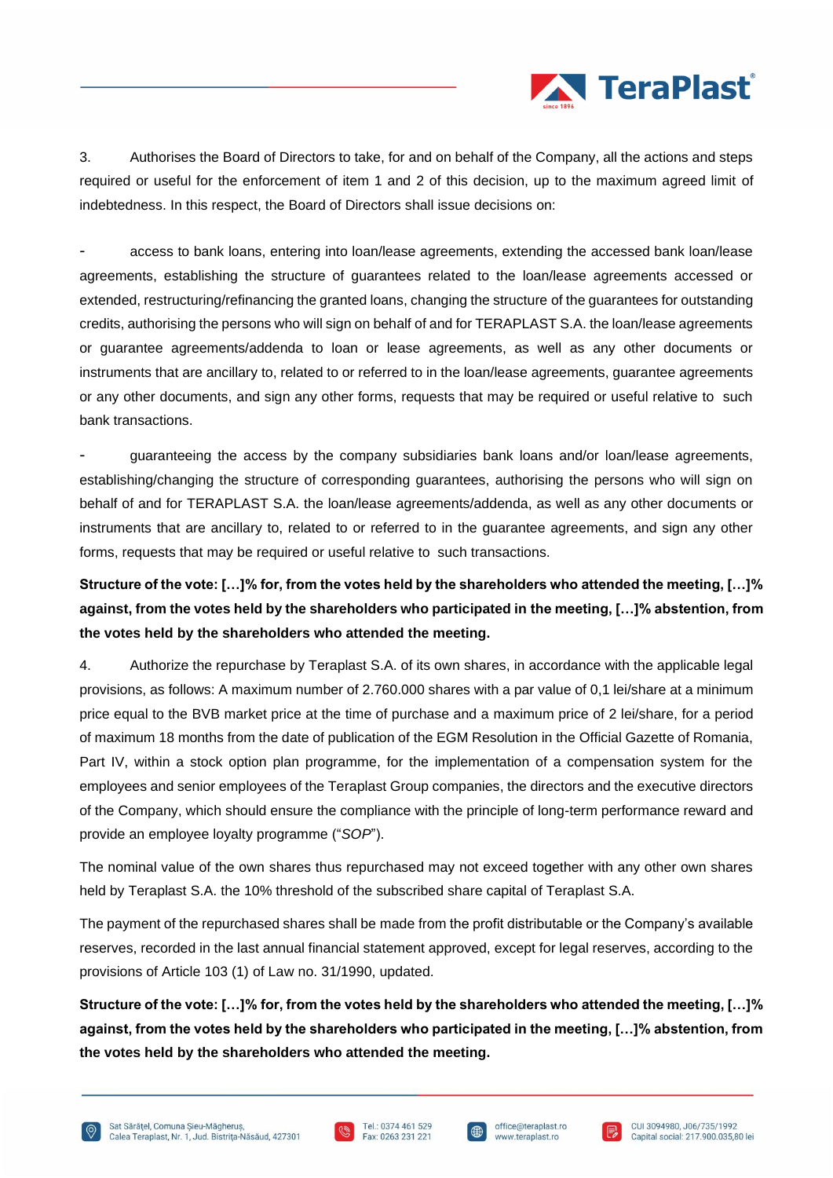3. Authorises the Board of Directors to take, for and on behalf of the Company, all the actions and steps required or useful for the enforcement of item 1 and 2 of this decision, up to the maximum agreed limit of indebtedness. In this respect, the Board of Directors shall issue decisions on:

- access to bank loans, entering into loan/lease agreements, extending the accessed bank loan/lease agreements, establishing the structure of guarantees related to the loan/lease agreements accessed or extended, restructuring/refinancing the granted loans, changing the structure of the guarantees for outstanding credits, authorising the persons who will sign on behalf of and for TERAPLAST S.A. the loan/lease agreements or guarantee agreements/addenda to loan or lease agreements, as well as any other documents or instruments that are ancillary to, related to or referred to in the loan/lease agreements, guarantee agreements or any other documents, and sign any other forms, requests that may be required or useful relative to such bank transactions.

- guaranteeing the access by the company subsidiaries bank loans and/or loan/lease agreements, establishing/changing the structure of corresponding guarantees, authorising the persons who will sign on behalf of and for TERAPLAST S.A. the loan/lease agreements/addenda, as well as any other documents or instruments that are ancillary to, related to or referred to in the guarantee agreements, and sign any other forms, requests that may be required or useful relative to such transactions.

**Structure of the vote: […]% for, from the votes held by the shareholders who attended the meeting, […]% against, from the votes held by the shareholders who participated in the meeting, […]% abstention, from the votes held by the shareholders who attended the meeting.**

4. Authorize the repurchase by Teraplast S.A. of its own shares, in accordance with the applicable legal provisions, as follows: A maximum number of 2.760.000 shares with a par value of 0,1 lei/share at a minimum price equal to the BVB market price at the time of purchase and a maximum price of 2 lei/share, for a period of maximum 18 months from the date of publication of the EGM Resolution in the Official Gazette of Romania, Part IV, within a stock option plan programme, for the implementation of a compensation system for the employees and senior employees of the Teraplast Group companies, the directors and the executive directors of the Company, which should ensure the compliance with the principle of long-term performance reward and provide an employee loyalty programme ("*SOP*").

The nominal value of the own shares thus repurchased may not exceed together with any other own shares held by Teraplast S.A. the 10% threshold of the subscribed share capital of Teraplast S.A.

The payment of the repurchased shares shall be made from the profit distributable or the Company's available reserves, recorded in the last annual financial statement approved, except for legal reserves, according to the provisions of Article 103 (1) of Law no. 31/1990, updated.

**Structure of the vote: […]% for, from the votes held by the shareholders who attended the meeting, […]% against, from the votes held by the shareholders who participated in the meeting, […]% abstention, from the votes held by the shareholders who attended the meeting.**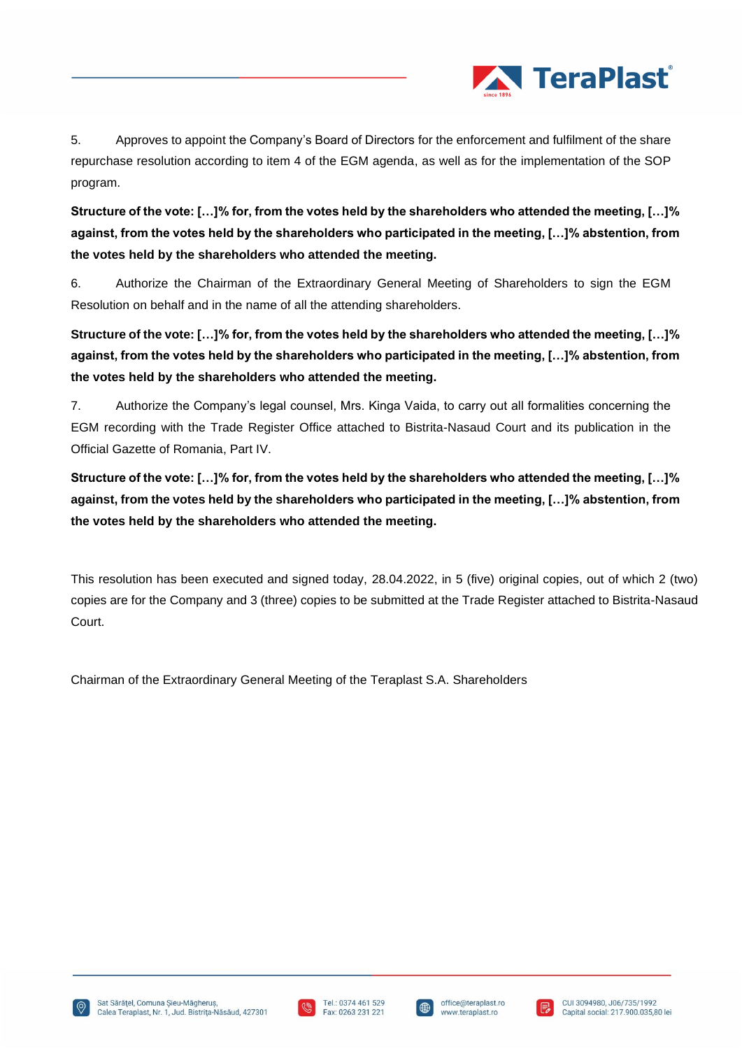5. Approves to appoint the Company's Board of Directors for the enforcement and fulfilment of the share repurchase resolution according to item 4 of the EGM agenda, as well as for the implementation of the SOP program.

**Structure of the vote: […]% for, from the votes held by the shareholders who attended the meeting, […]% against, from the votes held by the shareholders who participated in the meeting, […]% abstention, from the votes held by the shareholders who attended the meeting.**

6. Authorize the Chairman of the Extraordinary General Meeting of Shareholders to sign the EGM Resolution on behalf and in the name of all the attending shareholders.

**Structure of the vote: […]% for, from the votes held by the shareholders who attended the meeting, […]% against, from the votes held by the shareholders who participated in the meeting, […]% abstention, from the votes held by the shareholders who attended the meeting.**

7. Authorize the Company's legal counsel, Mrs. Kinga Vaida, to carry out all formalities concerning the EGM recording with the Trade Register Office attached to Bistrita-Nasaud Court and its publication in the Official Gazette of Romania, Part IV.

**Structure of the vote: […]% for, from the votes held by the shareholders who attended the meeting, […]% against, from the votes held by the shareholders who participated in the meeting, […]% abstention, from the votes held by the shareholders who attended the meeting.**

This resolution has been executed and signed today, 28.04.2022, in 5 (five) original copies, out of which 2 (two) copies are for the Company and 3 (three) copies to be submitted at the Trade Register attached to Bistrita-Nasaud Court.

Chairman of the Extraordinary General Meeting of the Teraplast S.A. Shareholders